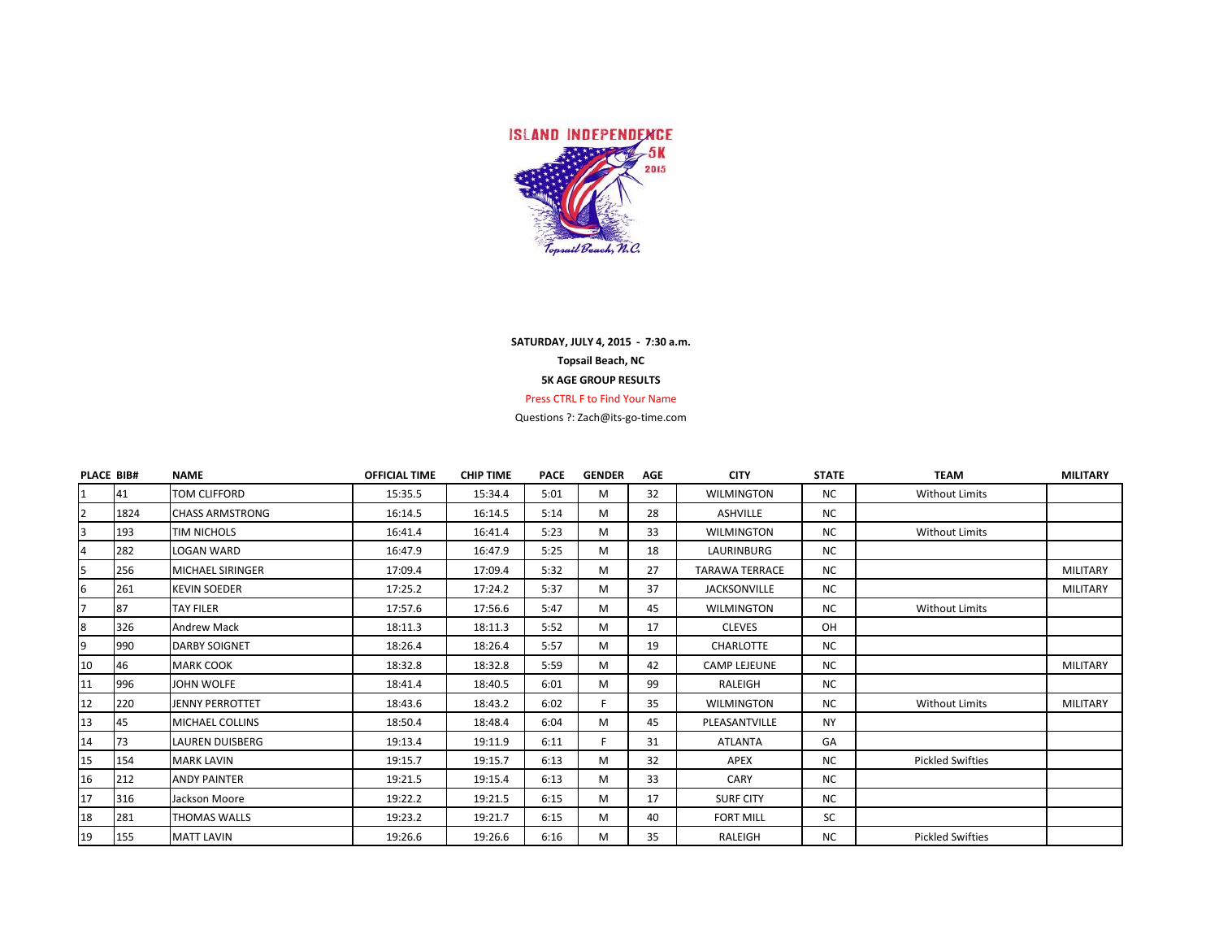SATURDAY, JULY 4, 2015 - 7:30 a.m.

Topsail Beach, NC

5K AGE GROUP RESULTS

Press CTRL F to Find Your Name

Questions ?: Zach@its-go-time.com

| PLACE | BIB# | NAME | OFFICIAL TIME | CHIP TIME | PACE | GENDER | AGE | CITY | STATE | TEAM | MILITARY |
|---|---|---|---|---|---|---|---|---|---|---|---|
| 1 | 41 | TOM CLIFFORD | 15:35.5 | 15:34.4 | 5:01 | M | 32 | WILMINGTON | NC | Without Limits | |
| 2 | 1824 | CHASS ARMSTRONG | 16:14.5 | 16:14.5 | 5:14 | M | 28 | ASHVILLE | NC | | |
| 3 | 193 | TIM NICHOLS | 16:41.4 | 16:41.4 | 5:23 | M | 33 | WILMINGTON | NC | Without Limits | |
| 4 | 282 | LOGAN WARD | 16:47.9 | 16:47.9 | 5:25 | M | 18 | LAURINBURG | NC | | |
| 5 | 256 | MICHAEL SIRINGER | 17:09.4 | 17:09.4 | 5:32 | M | 27 | TARAWA TERRACE | NC | | MILITARY |
| 6 | 261 | KEVIN SOEDER | 17:25.2 | 17:24.2 | 5:37 | M | 37 | JACKSONVILLE | NC | | MILITARY |
| 7 | 87 | TAY FILER | 17:57.6 | 17:56.6 | 5:47 | M | 45 | WILMINGTON | NC | Without Limits | |
| 8 | 326 | Andrew Mack | 18:11.3 | 18:11.3 | 5:52 | M | 17 | CLEVES | OH | | |
| 9 | 990 | DARBY SOIGNET | 18:26.4 | 18:26.4 | 5:57 | M | 19 | CHARLOTTE | NC | | |
| 10 | 46 | MARK COOK | 18:32.8 | 18:32.8 | 5:59 | M | 42 | CAMP LEJEUNE | NC | | MILITARY |
| 11 | 996 | JOHN WOLFE | 18:41.4 | 18:40.5 | 6:01 | M | 99 | RALEIGH | NC | | |
| 12 | 220 | JENNY PERROTTET | 18:43.6 | 18:43.2 | 6:02 | F | 35 | WILMINGTON | NC | Without Limits | MILITARY |
| 13 | 45 | MICHAEL COLLINS | 18:50.4 | 18:48.4 | 6:04 | M | 45 | PLEASANTVILLE | NY | | |
| 14 | 73 | LAUREN DUISBERG | 19:13.4 | 19:11.9 | 6:11 | F | 31 | ATLANTA | GA | | |
| 15 | 154 | MARK LAVIN | 19:15.7 | 19:15.7 | 6:13 | M | 32 | APEX | NC | Pickled Swifties | |
| 16 | 212 | ANDY PAINTER | 19:21.5 | 19:15.4 | 6:13 | M | 33 | CARY | NC | | |
| 17 | 316 | Jackson Moore | 19:22.2 | 19:21.5 | 6:15 | M | 17 | SURF CITY | NC | | |
| 18 | 281 | THOMAS WALLS | 19:23.2 | 19:21.7 | 6:15 | M | 40 | FORT MILL | SC | | |
| 19 | 155 | MATT LAVIN | 19:26.6 | 19:26.6 | 6:16 | M | 35 | RALEIGH | NC | Pickled Swifties | |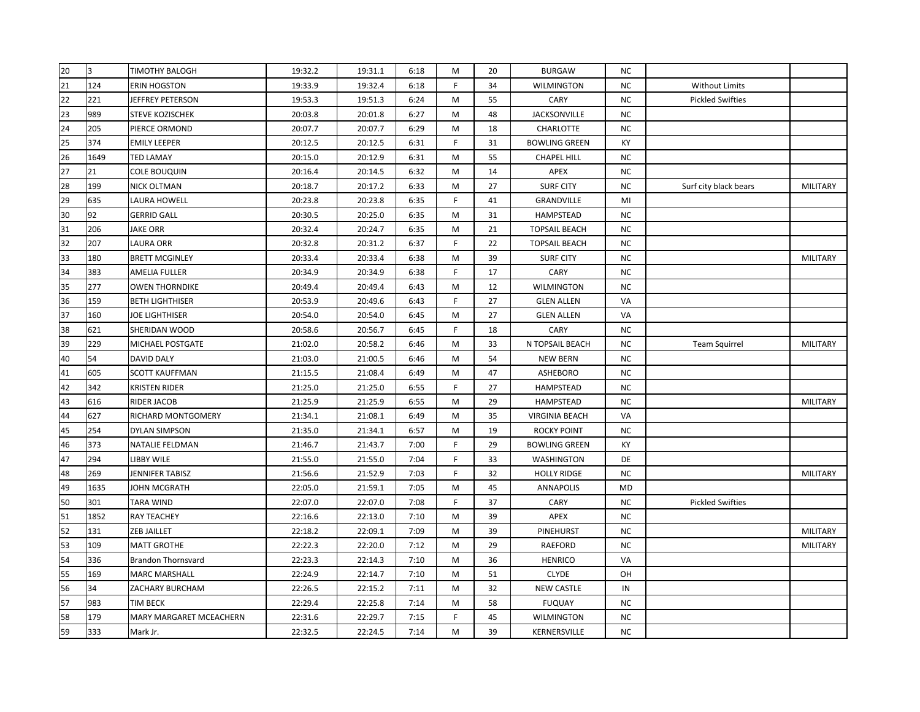| | | | | | | | | | | | |
|---|---|---|---|---|---|---|---|---|---|---|---|
| 20 | 3 | TIMOTHY BALOGH | 19:32.2 | 19:31.1 | 6:18 | M | 20 | BURGAW | NC | | |
| 21 | 124 | ERIN HOGSTON | 19:33.9 | 19:32.4 | 6:18 | F | 34 | WILMINGTON | NC | Without Limits | |
| 22 | 221 | JEFFREY PETERSON | 19:53.3 | 19:51.3 | 6:24 | M | 55 | CARY | NC | Pickled Swifties | |
| 23 | 989 | STEVE KOZISCHEK | 20:03.8 | 20:01.8 | 6:27 | M | 48 | JACKSONVILLE | NC | | |
| 24 | 205 | PIERCE ORMOND | 20:07.7 | 20:07.7 | 6:29 | M | 18 | CHARLOTTE | NC | | |
| 25 | 374 | EMILY LEEPER | 20:12.5 | 20:12.5 | 6:31 | F | 31 | BOWLING GREEN | KY | | |
| 26 | 1649 | TED LAMAY | 20:15.0 | 20:12.9 | 6:31 | M | 55 | CHAPEL HILL | NC | | |
| 27 | 21 | COLE BOUQUIN | 20:16.4 | 20:14.5 | 6:32 | M | 14 | APEX | NC | | |
| 28 | 199 | NICK OLTMAN | 20:18.7 | 20:17.2 | 6:33 | M | 27 | SURF CITY | NC | Surf city black bears | MILITARY |
| 29 | 635 | LAURA HOWELL | 20:23.8 | 20:23.8 | 6:35 | F | 41 | GRANDVILLE | MI | | |
| 30 | 92 | GERRID GALL | 20:30.5 | 20:25.0 | 6:35 | M | 31 | HAMPSTEAD | NC | | |
| 31 | 206 | JAKE ORR | 20:32.4 | 20:24.7 | 6:35 | M | 21 | TOPSAIL BEACH | NC | | |
| 32 | 207 | LAURA ORR | 20:32.8 | 20:31.2 | 6:37 | F | 22 | TOPSAIL BEACH | NC | | |
| 33 | 180 | BRETT MCGINLEY | 20:33.4 | 20:33.4 | 6:38 | M | 39 | SURF CITY | NC | | MILITARY |
| 34 | 383 | AMELIA FULLER | 20:34.9 | 20:34.9 | 6:38 | F | 17 | CARY | NC | | |
| 35 | 277 | OWEN THORNDIKE | 20:49.4 | 20:49.4 | 6:43 | M | 12 | WILMINGTON | NC | | |
| 36 | 159 | BETH LIGHTHISER | 20:53.9 | 20:49.6 | 6:43 | F | 27 | GLEN ALLEN | VA | | |
| 37 | 160 | JOE LIGHTHISER | 20:54.0 | 20:54.0 | 6:45 | M | 27 | GLEN ALLEN | VA | | |
| 38 | 621 | SHERIDAN WOOD | 20:58.6 | 20:56.7 | 6:45 | F | 18 | CARY | NC | | |
| 39 | 229 | MICHAEL POSTGATE | 21:02.0 | 20:58.2 | 6:46 | M | 33 | N TOPSAIL BEACH | NC | Team Squirrel | MILITARY |
| 40 | 54 | DAVID DALY | 21:03.0 | 21:00.5 | 6:46 | M | 54 | NEW BERN | NC | | |
| 41 | 605 | SCOTT KAUFFMAN | 21:15.5 | 21:08.4 | 6:49 | M | 47 | ASHEBORO | NC | | |
| 42 | 342 | KRISTEN RIDER | 21:25.0 | 21:25.0 | 6:55 | F | 27 | HAMPSTEAD | NC | | |
| 43 | 616 | RIDER JACOB | 21:25.9 | 21:25.9 | 6:55 | M | 29 | HAMPSTEAD | NC | | MILITARY |
| 44 | 627 | RICHARD MONTGOMERY | 21:34.1 | 21:08.1 | 6:49 | M | 35 | VIRGINIA BEACH | VA | | |
| 45 | 254 | DYLAN SIMPSON | 21:35.0 | 21:34.1 | 6:57 | M | 19 | ROCKY POINT | NC | | |
| 46 | 373 | NATALIE FELDMAN | 21:46.7 | 21:43.7 | 7:00 | F | 29 | BOWLING GREEN | KY | | |
| 47 | 294 | LIBBY WILE | 21:55.0 | 21:55.0 | 7:04 | F | 33 | WASHINGTON | DE | | |
| 48 | 269 | JENNIFER TABISZ | 21:56.6 | 21:52.9 | 7:03 | F | 32 | HOLLY RIDGE | NC | | MILITARY |
| 49 | 1635 | JOHN MCGRATH | 22:05.0 | 21:59.1 | 7:05 | M | 45 | ANNAPOLIS | MD | | |
| 50 | 301 | TARA WIND | 22:07.0 | 22:07.0 | 7:08 | F | 37 | CARY | NC | Pickled Swifties | |
| 51 | 1852 | RAY TEACHEY | 22:16.6 | 22:13.0 | 7:10 | M | 39 | APEX | NC | | |
| 52 | 131 | ZEB JAILLET | 22:18.2 | 22:09.1 | 7:09 | M | 39 | PINEHURST | NC | | MILITARY |
| 53 | 109 | MATT GROTHE | 22:22.3 | 22:20.0 | 7:12 | M | 29 | RAEFORD | NC | | MILITARY |
| 54 | 336 | Brandon Thornsvard | 22:23.3 | 22:14.3 | 7:10 | M | 36 | HENRICO | VA | | |
| 55 | 169 | MARC MARSHALL | 22:24.9 | 22:14.7 | 7:10 | M | 51 | CLYDE | OH | | |
| 56 | 34 | ZACHARY BURCHAM | 22:26.5 | 22:15.2 | 7:11 | M | 32 | NEW CASTLE | IN | | |
| 57 | 983 | TIM BECK | 22:29.4 | 22:25.8 | 7:14 | M | 58 | FUQUAY | NC | | |
| 58 | 179 | MARY MARGARET MCEACHERN | 22:31.6 | 22:29.7 | 7:15 | F | 45 | WILMINGTON | NC | | |
| 59 | 333 | Mark Jr. | 22:32.5 | 22:24.5 | 7:14 | M | 39 | KERNERSVILLE | NC | | |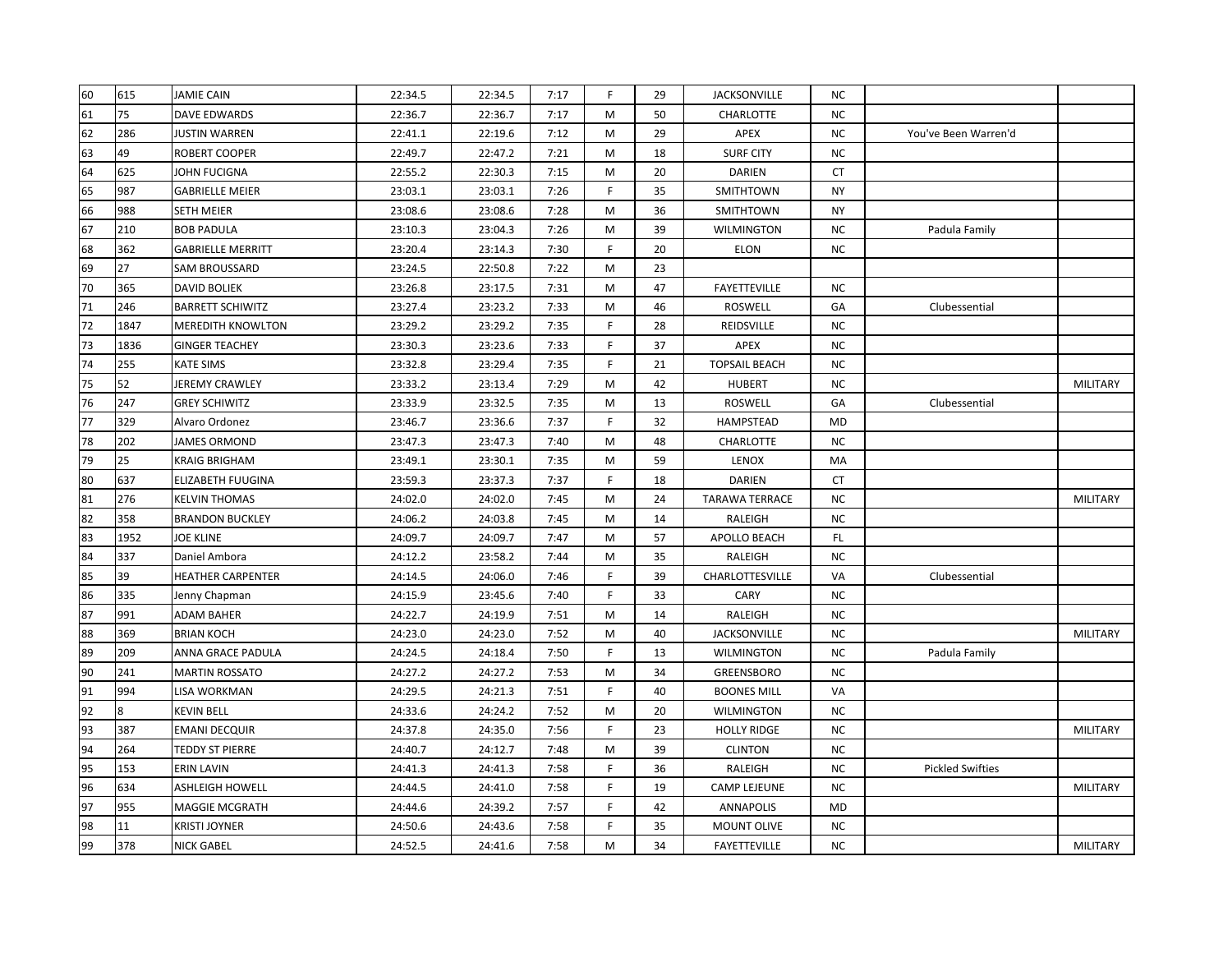| | | | | | | | | | | | |
|---|---|---|---|---|---|---|---|---|---|---|---|
| 60 | 615 | JAMIE CAIN | 22:34.5 | 22:34.5 | 7:17 | F | 29 | JACKSONVILLE | NC | | |
| 61 | 75 | DAVE EDWARDS | 22:36.7 | 22:36.7 | 7:17 | M | 50 | CHARLOTTE | NC | | |
| 62 | 286 | JUSTIN WARREN | 22:41.1 | 22:19.6 | 7:12 | M | 29 | APEX | NC | You've Been Warren'd | |
| 63 | 49 | ROBERT COOPER | 22:49.7 | 22:47.2 | 7:21 | M | 18 | SURF CITY | NC | | |
| 64 | 625 | JOHN FUCIGNA | 22:55.2 | 22:30.3 | 7:15 | M | 20 | DARIEN | CT | | |
| 65 | 987 | GABRIELLE MEIER | 23:03.1 | 23:03.1 | 7:26 | F | 35 | SMITHTOWN | NY | | |
| 66 | 988 | SETH MEIER | 23:08.6 | 23:08.6 | 7:28 | M | 36 | SMITHTOWN | NY | | |
| 67 | 210 | BOB PADULA | 23:10.3 | 23:04.3 | 7:26 | M | 39 | WILMINGTON | NC | Padula Family | |
| 68 | 362 | GABRIELLE MERRITT | 23:20.4 | 23:14.3 | 7:30 | F | 20 | ELON | NC | | |
| 69 | 27 | SAM BROUSSARD | 23:24.5 | 22:50.8 | 7:22 | M | 23 | | | | |
| 70 | 365 | DAVID BOLIEK | 23:26.8 | 23:17.5 | 7:31 | M | 47 | FAYETTEVILLE | NC | | |
| 71 | 246 | BARRETT SCHIWITZ | 23:27.4 | 23:23.2 | 7:33 | M | 46 | ROSWELL | GA | Clubessential | |
| 72 | 1847 | MEREDITH KNOWLTON | 23:29.2 | 23:29.2 | 7:35 | F | 28 | REIDSVILLE | NC | | |
| 73 | 1836 | GINGER TEACHEY | 23:30.3 | 23:23.6 | 7:33 | F | 37 | APEX | NC | | |
| 74 | 255 | KATE SIMS | 23:32.8 | 23:29.4 | 7:35 | F | 21 | TOPSAIL BEACH | NC | | |
| 75 | 52 | JEREMY CRAWLEY | 23:33.2 | 23:13.4 | 7:29 | M | 42 | HUBERT | NC | | MILITARY |
| 76 | 247 | GREY SCHIWITZ | 23:33.9 | 23:32.5 | 7:35 | M | 13 | ROSWELL | GA | Clubessential | |
| 77 | 329 | Alvaro Ordonez | 23:46.7 | 23:36.6 | 7:37 | F | 32 | HAMPSTEAD | MD | | |
| 78 | 202 | JAMES ORMOND | 23:47.3 | 23:47.3 | 7:40 | M | 48 | CHARLOTTE | NC | | |
| 79 | 25 | KRAIG BRIGHAM | 23:49.1 | 23:30.1 | 7:35 | M | 59 | LENOX | MA | | |
| 80 | 637 | ELIZABETH FUUGINA | 23:59.3 | 23:37.3 | 7:37 | F | 18 | DARIEN | CT | | |
| 81 | 276 | KELVIN THOMAS | 24:02.0 | 24:02.0 | 7:45 | M | 24 | TARAWA TERRACE | NC | | MILITARY |
| 82 | 358 | BRANDON BUCKLEY | 24:06.2 | 24:03.8 | 7:45 | M | 14 | RALEIGH | NC | | |
| 83 | 1952 | JOE KLINE | 24:09.7 | 24:09.7 | 7:47 | M | 57 | APOLLO BEACH | FL | | |
| 84 | 337 | Daniel Ambora | 24:12.2 | 23:58.2 | 7:44 | M | 35 | RALEIGH | NC | | |
| 85 | 39 | HEATHER CARPENTER | 24:14.5 | 24:06.0 | 7:46 | F | 39 | CHARLOTTESVILLE | VA | Clubessential | |
| 86 | 335 | Jenny Chapman | 24:15.9 | 23:45.6 | 7:40 | F | 33 | CARY | NC | | |
| 87 | 991 | ADAM BAHER | 24:22.7 | 24:19.9 | 7:51 | M | 14 | RALEIGH | NC | | |
| 88 | 369 | BRIAN KOCH | 24:23.0 | 24:23.0 | 7:52 | M | 40 | JACKSONVILLE | NC | | MILITARY |
| 89 | 209 | ANNA GRACE PADULA | 24:24.5 | 24:18.4 | 7:50 | F | 13 | WILMINGTON | NC | Padula Family | |
| 90 | 241 | MARTIN ROSSATO | 24:27.2 | 24:27.2 | 7:53 | M | 34 | GREENSBORO | NC | | |
| 91 | 994 | LISA WORKMAN | 24:29.5 | 24:21.3 | 7:51 | F | 40 | BOONES MILL | VA | | |
| 92 | 8 | KEVIN BELL | 24:33.6 | 24:24.2 | 7:52 | M | 20 | WILMINGTON | NC | | |
| 93 | 387 | EMANI DECQUIR | 24:37.8 | 24:35.0 | 7:56 | F | 23 | HOLLY RIDGE | NC | | MILITARY |
| 94 | 264 | TEDDY ST PIERRE | 24:40.7 | 24:12.7 | 7:48 | M | 39 | CLINTON | NC | | |
| 95 | 153 | ERIN LAVIN | 24:41.3 | 24:41.3 | 7:58 | F | 36 | RALEIGH | NC | Pickled Swifties | |
| 96 | 634 | ASHLEIGH HOWELL | 24:44.5 | 24:41.0 | 7:58 | F | 19 | CAMP LEJEUNE | NC | | MILITARY |
| 97 | 955 | MAGGIE MCGRATH | 24:44.6 | 24:39.2 | 7:57 | F | 42 | ANNAPOLIS | MD | | |
| 98 | 11 | KRISTI JOYNER | 24:50.6 | 24:43.6 | 7:58 | F | 35 | MOUNT OLIVE | NC | | |
| 99 | 378 | NICK GABEL | 24:52.5 | 24:41.6 | 7:58 | M | 34 | FAYETTEVILLE | NC | | MILITARY |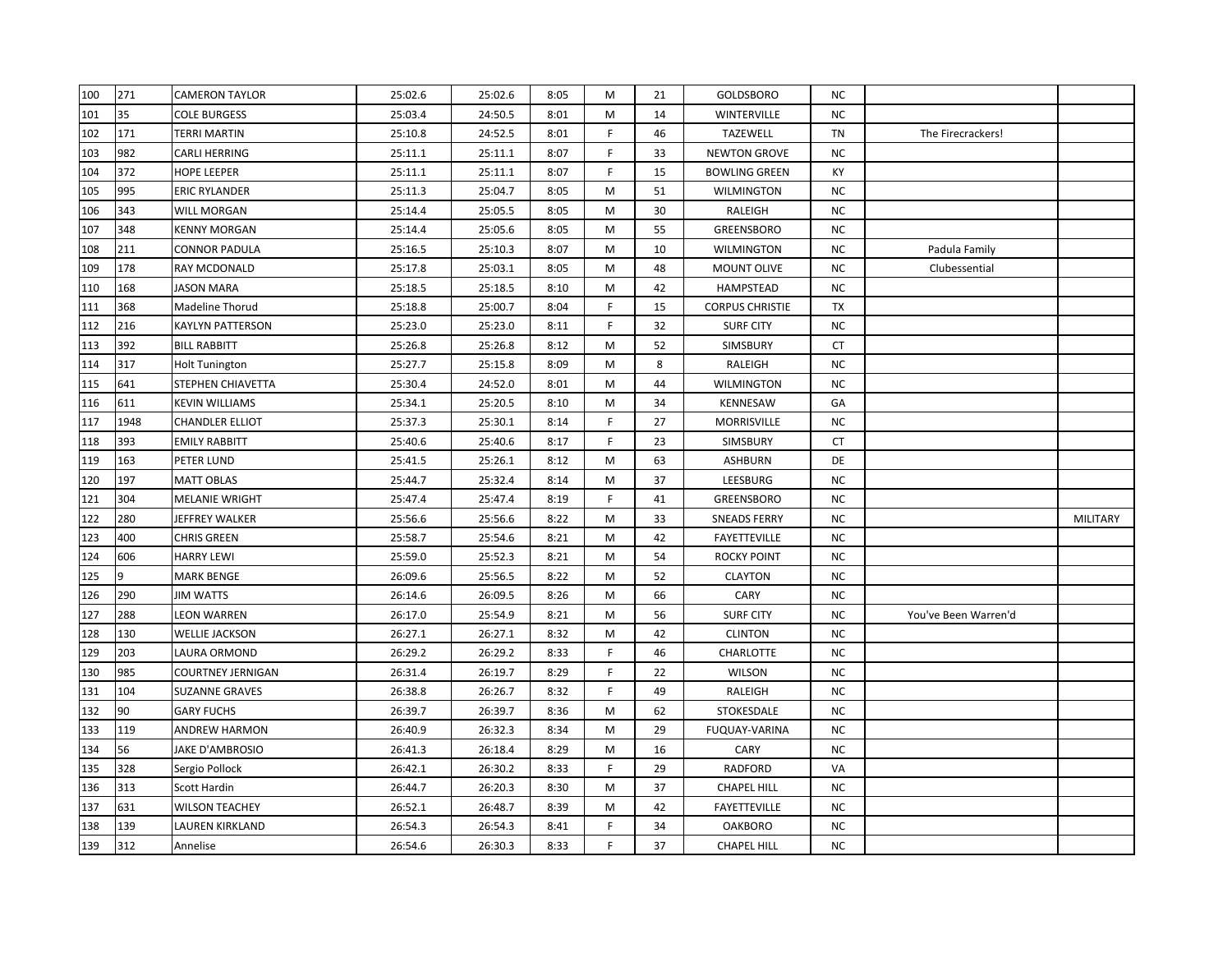| | | | | | | | | | | | |
|---|---|---|---|---|---|---|---|---|---|---|---|
| 100 | 271 | CAMERON TAYLOR | 25:02.6 | 25:02.6 | 8:05 | M | 21 | GOLDSBORO | NC | | |
| 101 | 35 | COLE BURGESS | 25:03.4 | 24:50.5 | 8:01 | M | 14 | WINTERVILLE | NC | | |
| 102 | 171 | TERRI MARTIN | 25:10.8 | 24:52.5 | 8:01 | F | 46 | TAZEWELL | TN | The Firecrackers! | |
| 103 | 982 | CARLI HERRING | 25:11.1 | 25:11.1 | 8:07 | F | 33 | NEWTON GROVE | NC | | |
| 104 | 372 | HOPE LEEPER | 25:11.1 | 25:11.1 | 8:07 | F | 15 | BOWLING GREEN | KY | | |
| 105 | 995 | ERIC RYLANDER | 25:11.3 | 25:04.7 | 8:05 | M | 51 | WILMINGTON | NC | | |
| 106 | 343 | WILL MORGAN | 25:14.4 | 25:05.5 | 8:05 | M | 30 | RALEIGH | NC | | |
| 107 | 348 | KENNY MORGAN | 25:14.4 | 25:05.6 | 8:05 | M | 55 | GREENSBORO | NC | | |
| 108 | 211 | CONNOR PADULA | 25:16.5 | 25:10.3 | 8:07 | M | 10 | WILMINGTON | NC | Padula Family | |
| 109 | 178 | RAY MCDONALD | 25:17.8 | 25:03.1 | 8:05 | M | 48 | MOUNT OLIVE | NC | Clubessential | |
| 110 | 168 | JASON MARA | 25:18.5 | 25:18.5 | 8:10 | M | 42 | HAMPSTEAD | NC | | |
| 111 | 368 | Madeline Thorud | 25:18.8 | 25:00.7 | 8:04 | F | 15 | CORPUS CHRISTIE | TX | | |
| 112 | 216 | KAYLYN PATTERSON | 25:23.0 | 25:23.0 | 8:11 | F | 32 | SURF CITY | NC | | |
| 113 | 392 | BILL RABBITT | 25:26.8 | 25:26.8 | 8:12 | M | 52 | SIMSBURY | CT | | |
| 114 | 317 | Holt Tunington | 25:27.7 | 25:15.8 | 8:09 | M | 8 | RALEIGH | NC | | |
| 115 | 641 | STEPHEN CHIAVETTA | 25:30.4 | 24:52.0 | 8:01 | M | 44 | WILMINGTON | NC | | |
| 116 | 611 | KEVIN WILLIAMS | 25:34.1 | 25:20.5 | 8:10 | M | 34 | KENNESAW | GA | | |
| 117 | 1948 | CHANDLER ELLIOT | 25:37.3 | 25:30.1 | 8:14 | F | 27 | MORRISVILLE | NC | | |
| 118 | 393 | EMILY RABBITT | 25:40.6 | 25:40.6 | 8:17 | F | 23 | SIMSBURY | CT | | |
| 119 | 163 | PETER LUND | 25:41.5 | 25:26.1 | 8:12 | M | 63 | ASHBURN | DE | | |
| 120 | 197 | MATT OBLAS | 25:44.7 | 25:32.4 | 8:14 | M | 37 | LEESBURG | NC | | |
| 121 | 304 | MELANIE WRIGHT | 25:47.4 | 25:47.4 | 8:19 | F | 41 | GREENSBORO | NC | | |
| 122 | 280 | JEFFREY WALKER | 25:56.6 | 25:56.6 | 8:22 | M | 33 | SNEADS FERRY | NC | | MILITARY |
| 123 | 400 | CHRIS GREEN | 25:58.7 | 25:54.6 | 8:21 | M | 42 | FAYETTEVILLE | NC | | |
| 124 | 606 | HARRY LEWI | 25:59.0 | 25:52.3 | 8:21 | M | 54 | ROCKY POINT | NC | | |
| 125 | 9 | MARK BENGE | 26:09.6 | 25:56.5 | 8:22 | M | 52 | CLAYTON | NC | | |
| 126 | 290 | JIM WATTS | 26:14.6 | 26:09.5 | 8:26 | M | 66 | CARY | NC | | |
| 127 | 288 | LEON WARREN | 26:17.0 | 25:54.9 | 8:21 | M | 56 | SURF CITY | NC | You've Been Warren'd | |
| 128 | 130 | WELLIE JACKSON | 26:27.1 | 26:27.1 | 8:32 | M | 42 | CLINTON | NC | | |
| 129 | 203 | LAURA ORMOND | 26:29.2 | 26:29.2 | 8:33 | F | 46 | CHARLOTTE | NC | | |
| 130 | 985 | COURTNEY JERNIGAN | 26:31.4 | 26:19.7 | 8:29 | F | 22 | WILSON | NC | | |
| 131 | 104 | SUZANNE GRAVES | 26:38.8 | 26:26.7 | 8:32 | F | 49 | RALEIGH | NC | | |
| 132 | 90 | GARY FUCHS | 26:39.7 | 26:39.7 | 8:36 | M | 62 | STOKESDALE | NC | | |
| 133 | 119 | ANDREW HARMON | 26:40.9 | 26:32.3 | 8:34 | M | 29 | FUQUAY-VARINA | NC | | |
| 134 | 56 | JAKE D'AMBROSIO | 26:41.3 | 26:18.4 | 8:29 | M | 16 | CARY | NC | | |
| 135 | 328 | Sergio Pollock | 26:42.1 | 26:30.2 | 8:33 | F | 29 | RADFORD | VA | | |
| 136 | 313 | Scott Hardin | 26:44.7 | 26:20.3 | 8:30 | M | 37 | CHAPEL HILL | NC | | |
| 137 | 631 | WILSON TEACHEY | 26:52.1 | 26:48.7 | 8:39 | M | 42 | FAYETTEVILLE | NC | | |
| 138 | 139 | LAUREN KIRKLAND | 26:54.3 | 26:54.3 | 8:41 | F | 34 | OAKBORO | NC | | |
| 139 | 312 | Annelise | 26:54.6 | 26:30.3 | 8:33 | F | 37 | CHAPEL HILL | NC | | |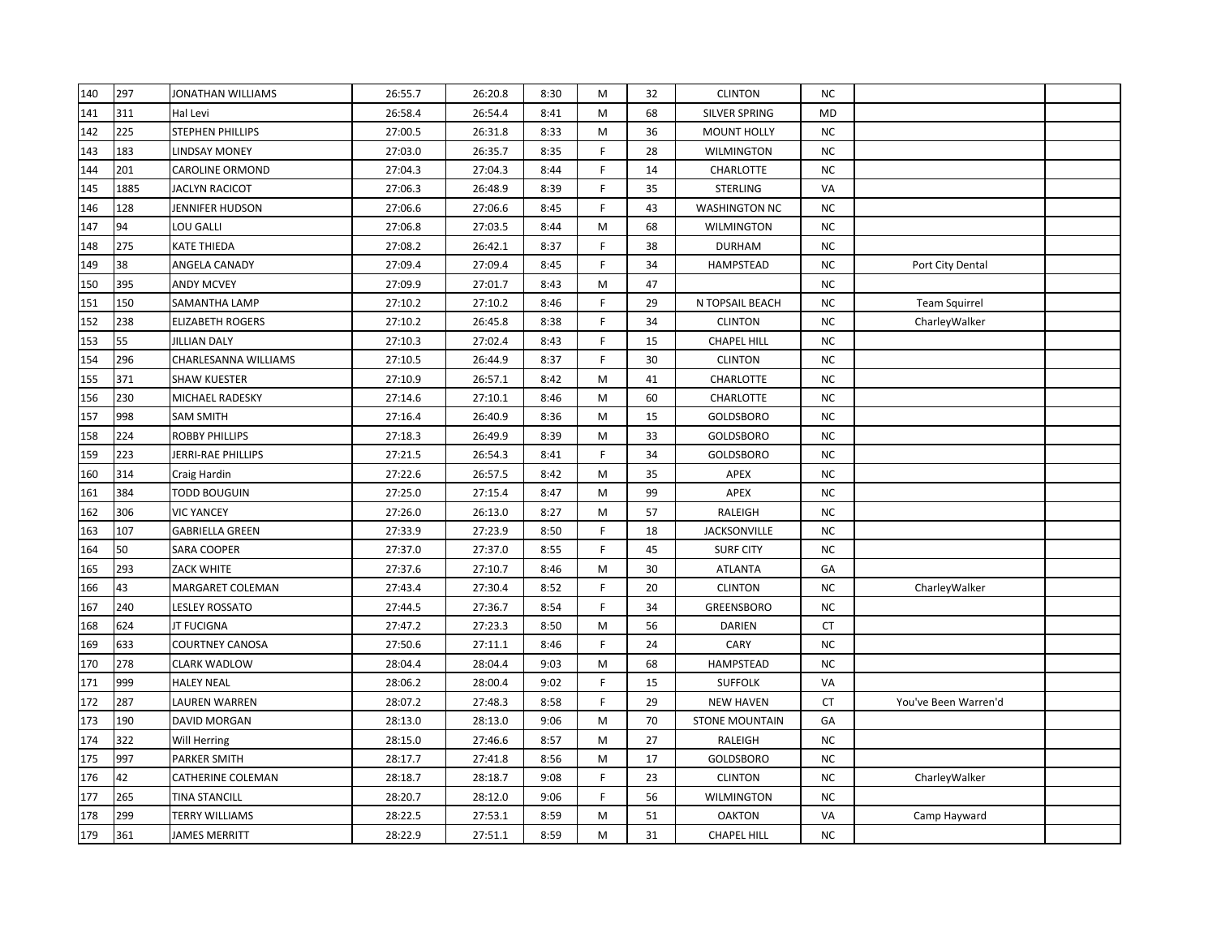| | | | | | | | | | | | |
|---|---|---|---|---|---|---|---|---|---|---|---|
| 140 | 297 | JONATHAN WILLIAMS | 26:55.7 | 26:20.8 | 8:30 | M | 32 | CLINTON | NC | | |
| 141 | 311 | Hal Levi | 26:58.4 | 26:54.4 | 8:41 | M | 68 | SILVER SPRING | MD | | |
| 142 | 225 | STEPHEN PHILLIPS | 27:00.5 | 26:31.8 | 8:33 | M | 36 | MOUNT HOLLY | NC | | |
| 143 | 183 | LINDSAY MONEY | 27:03.0 | 26:35.7 | 8:35 | F | 28 | WILMINGTON | NC | | |
| 144 | 201 | CAROLINE ORMOND | 27:04.3 | 27:04.3 | 8:44 | F | 14 | CHARLOTTE | NC | | |
| 145 | 1885 | JACLYN RACICOT | 27:06.3 | 26:48.9 | 8:39 | F | 35 | STERLING | VA | | |
| 146 | 128 | JENNIFER HUDSON | 27:06.6 | 27:06.6 | 8:45 | F | 43 | WASHINGTON NC | NC | | |
| 147 | 94 | LOU GALLI | 27:06.8 | 27:03.5 | 8:44 | M | 68 | WILMINGTON | NC | | |
| 148 | 275 | KATE THIEDA | 27:08.2 | 26:42.1 | 8:37 | F | 38 | DURHAM | NC | | |
| 149 | 38 | ANGELA CANADY | 27:09.4 | 27:09.4 | 8:45 | F | 34 | HAMPSTEAD | NC | Port City Dental | |
| 150 | 395 | ANDY MCVEY | 27:09.9 | 27:01.7 | 8:43 | M | 47 | | NC | | |
| 151 | 150 | SAMANTHA LAMP | 27:10.2 | 27:10.2 | 8:46 | F | 29 | N TOPSAIL BEACH | NC | Team Squirrel | |
| 152 | 238 | ELIZABETH ROGERS | 27:10.2 | 26:45.8 | 8:38 | F | 34 | CLINTON | NC | CharleyWalker | |
| 153 | 55 | JILLIAN DALY | 27:10.3 | 27:02.4 | 8:43 | F | 15 | CHAPEL HILL | NC | | |
| 154 | 296 | CHARLESANNA WILLIAMS | 27:10.5 | 26:44.9 | 8:37 | F | 30 | CLINTON | NC | | |
| 155 | 371 | SHAW KUESTER | 27:10.9 | 26:57.1 | 8:42 | M | 41 | CHARLOTTE | NC | | |
| 156 | 230 | MICHAEL RADESKY | 27:14.6 | 27:10.1 | 8:46 | M | 60 | CHARLOTTE | NC | | |
| 157 | 998 | SAM SMITH | 27:16.4 | 26:40.9 | 8:36 | M | 15 | GOLDSBORO | NC | | |
| 158 | 224 | ROBBY PHILLIPS | 27:18.3 | 26:49.9 | 8:39 | M | 33 | GOLDSBORO | NC | | |
| 159 | 223 | JERRI-RAE PHILLIPS | 27:21.5 | 26:54.3 | 8:41 | F | 34 | GOLDSBORO | NC | | |
| 160 | 314 | Craig Hardin | 27:22.6 | 26:57.5 | 8:42 | M | 35 | APEX | NC | | |
| 161 | 384 | TODD BOUGUIN | 27:25.0 | 27:15.4 | 8:47 | M | 99 | APEX | NC | | |
| 162 | 306 | VIC YANCEY | 27:26.0 | 26:13.0 | 8:27 | M | 57 | RALEIGH | NC | | |
| 163 | 107 | GABRIELLA GREEN | 27:33.9 | 27:23.9 | 8:50 | F | 18 | JACKSONVILLE | NC | | |
| 164 | 50 | SARA COOPER | 27:37.0 | 27:37.0 | 8:55 | F | 45 | SURF CITY | NC | | |
| 165 | 293 | ZACK WHITE | 27:37.6 | 27:10.7 | 8:46 | M | 30 | ATLANTA | GA | | |
| 166 | 43 | MARGARET COLEMAN | 27:43.4 | 27:30.4 | 8:52 | F | 20 | CLINTON | NC | CharleyWalker | |
| 167 | 240 | LESLEY ROSSATO | 27:44.5 | 27:36.7 | 8:54 | F | 34 | GREENSBORO | NC | | |
| 168 | 624 | JT FUCIGNA | 27:47.2 | 27:23.3 | 8:50 | M | 56 | DARIEN | CT | | |
| 169 | 633 | COURTNEY CANOSA | 27:50.6 | 27:11.1 | 8:46 | F | 24 | CARY | NC | | |
| 170 | 278 | CLARK WADLOW | 28:04.4 | 28:04.4 | 9:03 | M | 68 | HAMPSTEAD | NC | | |
| 171 | 999 | HALEY NEAL | 28:06.2 | 28:00.4 | 9:02 | F | 15 | SUFFOLK | VA | | |
| 172 | 287 | LAUREN WARREN | 28:07.2 | 27:48.3 | 8:58 | F | 29 | NEW HAVEN | CT | You've Been Warren'd | |
| 173 | 190 | DAVID MORGAN | 28:13.0 | 28:13.0 | 9:06 | M | 70 | STONE MOUNTAIN | GA | | |
| 174 | 322 | Will Herring | 28:15.0 | 27:46.6 | 8:57 | M | 27 | RALEIGH | NC | | |
| 175 | 997 | PARKER SMITH | 28:17.7 | 27:41.8 | 8:56 | M | 17 | GOLDSBORO | NC | | |
| 176 | 42 | CATHERINE COLEMAN | 28:18.7 | 28:18.7 | 9:08 | F | 23 | CLINTON | NC | CharleyWalker | |
| 177 | 265 | TINA STANCILL | 28:20.7 | 28:12.0 | 9:06 | F | 56 | WILMINGTON | NC | | |
| 178 | 299 | TERRY WILLIAMS | 28:22.5 | 27:53.1 | 8:59 | M | 51 | OAKTON | VA | Camp Hayward | |
| 179 | 361 | JAMES MERRITT | 28:22.9 | 27:51.1 | 8:59 | M | 31 | CHAPEL HILL | NC | | |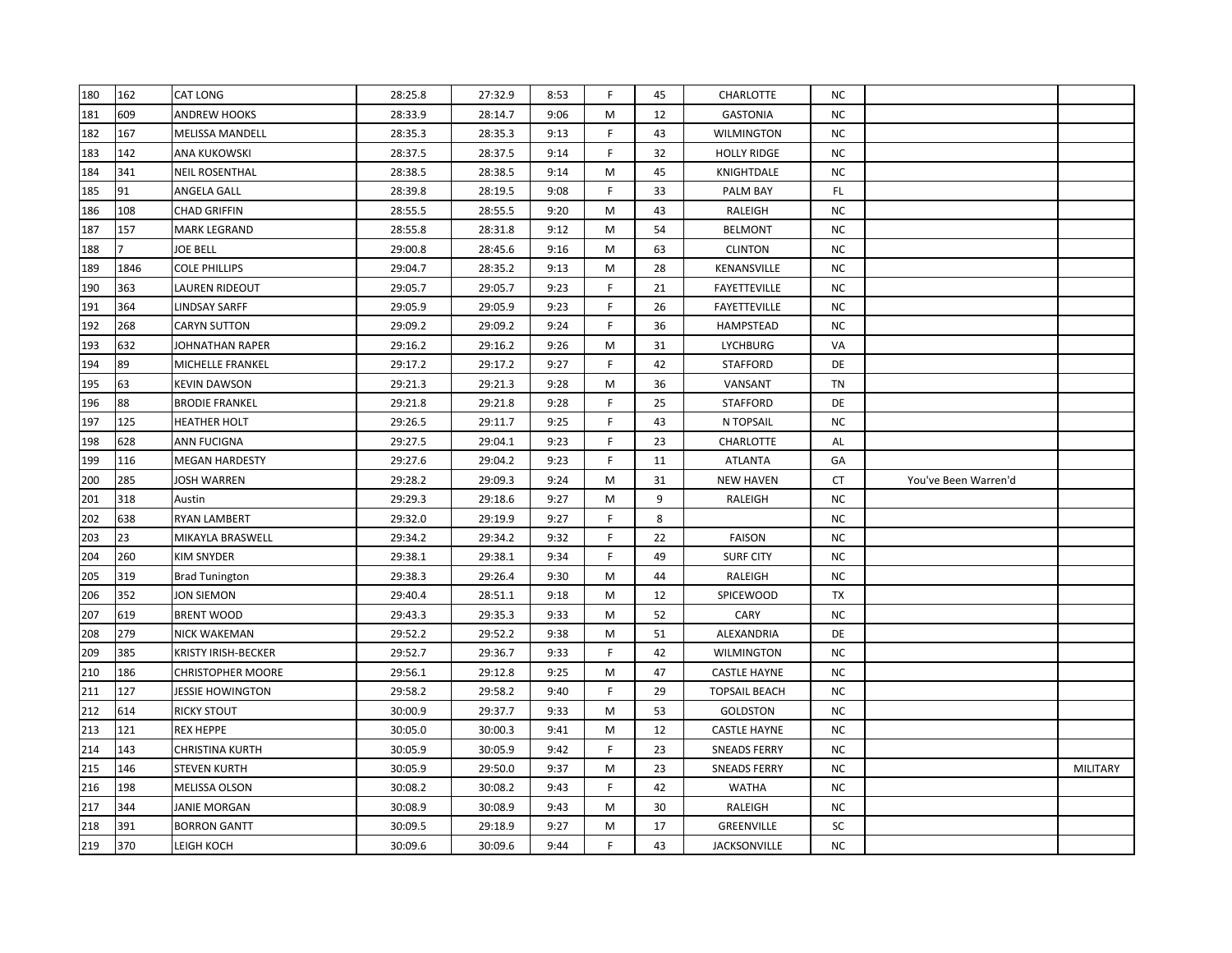| | | | | | | | | | | | |
|---|---|---|---|---|---|---|---|---|---|---|---|
| 180 | 162 | CAT LONG | 28:25.8 | 27:32.9 | 8:53 | F | 45 | CHARLOTTE | NC | | |
| 181 | 609 | ANDREW HOOKS | 28:33.9 | 28:14.7 | 9:06 | M | 12 | GASTONIA | NC | | |
| 182 | 167 | MELISSA MANDELL | 28:35.3 | 28:35.3 | 9:13 | F | 43 | WILMINGTON | NC | | |
| 183 | 142 | ANA KUKOWSKI | 28:37.5 | 28:37.5 | 9:14 | F | 32 | HOLLY RIDGE | NC | | |
| 184 | 341 | NEIL ROSENTHAL | 28:38.5 | 28:38.5 | 9:14 | M | 45 | KNIGHTDALE | NC | | |
| 185 | 91 | ANGELA GALL | 28:39.8 | 28:19.5 | 9:08 | F | 33 | PALM BAY | FL | | |
| 186 | 108 | CHAD GRIFFIN | 28:55.5 | 28:55.5 | 9:20 | M | 43 | RALEIGH | NC | | |
| 187 | 157 | MARK LEGRAND | 28:55.8 | 28:31.8 | 9:12 | M | 54 | BELMONT | NC | | |
| 188 | 7 | JOE BELL | 29:00.8 | 28:45.6 | 9:16 | M | 63 | CLINTON | NC | | |
| 189 | 1846 | COLE PHILLIPS | 29:04.7 | 28:35.2 | 9:13 | M | 28 | KENANSVILLE | NC | | |
| 190 | 363 | LAUREN RIDEOUT | 29:05.7 | 29:05.7 | 9:23 | F | 21 | FAYETTEVILLE | NC | | |
| 191 | 364 | LINDSAY SARFF | 29:05.9 | 29:05.9 | 9:23 | F | 26 | FAYETTEVILLE | NC | | |
| 192 | 268 | CARYN SUTTON | 29:09.2 | 29:09.2 | 9:24 | F | 36 | HAMPSTEAD | NC | | |
| 193 | 632 | JOHNATHAN RAPER | 29:16.2 | 29:16.2 | 9:26 | M | 31 | LYCHBURG | VA | | |
| 194 | 89 | MICHELLE FRANKEL | 29:17.2 | 29:17.2 | 9:27 | F | 42 | STAFFORD | DE | | |
| 195 | 63 | KEVIN DAWSON | 29:21.3 | 29:21.3 | 9:28 | M | 36 | VANSANT | TN | | |
| 196 | 88 | BRODIE FRANKEL | 29:21.8 | 29:21.8 | 9:28 | F | 25 | STAFFORD | DE | | |
| 197 | 125 | HEATHER HOLT | 29:26.5 | 29:11.7 | 9:25 | F | 43 | N TOPSAIL | NC | | |
| 198 | 628 | ANN FUCIGNA | 29:27.5 | 29:04.1 | 9:23 | F | 23 | CHARLOTTE | AL | | |
| 199 | 116 | MEGAN HARDESTY | 29:27.6 | 29:04.2 | 9:23 | F | 11 | ATLANTA | GA | | |
| 200 | 285 | JOSH WARREN | 29:28.2 | 29:09.3 | 9:24 | M | 31 | NEW HAVEN | CT | You've Been Warren'd | |
| 201 | 318 | Austin | 29:29.3 | 29:18.6 | 9:27 | M | 9 | RALEIGH | NC | | |
| 202 | 638 | RYAN LAMBERT | 29:32.0 | 29:19.9 | 9:27 | F | 8 | | NC | | |
| 203 | 23 | MIKAYLA BRASWELL | 29:34.2 | 29:34.2 | 9:32 | F | 22 | FAISON | NC | | |
| 204 | 260 | KIM SNYDER | 29:38.1 | 29:38.1 | 9:34 | F | 49 | SURF CITY | NC | | |
| 205 | 319 | Brad Tunington | 29:38.3 | 29:26.4 | 9:30 | M | 44 | RALEIGH | NC | | |
| 206 | 352 | JON SIEMON | 29:40.4 | 28:51.1 | 9:18 | M | 12 | SPICEWOOD | TX | | |
| 207 | 619 | BRENT WOOD | 29:43.3 | 29:35.3 | 9:33 | M | 52 | CARY | NC | | |
| 208 | 279 | NICK WAKEMAN | 29:52.2 | 29:52.2 | 9:38 | M | 51 | ALEXANDRIA | DE | | |
| 209 | 385 | KRISTY IRISH-BECKER | 29:52.7 | 29:36.7 | 9:33 | F | 42 | WILMINGTON | NC | | |
| 210 | 186 | CHRISTOPHER MOORE | 29:56.1 | 29:12.8 | 9:25 | M | 47 | CASTLE HAYNE | NC | | |
| 211 | 127 | JESSIE HOWINGTON | 29:58.2 | 29:58.2 | 9:40 | F | 29 | TOPSAIL BEACH | NC | | |
| 212 | 614 | RICKY STOUT | 30:00.9 | 29:37.7 | 9:33 | M | 53 | GOLDSTON | NC | | |
| 213 | 121 | REX HEPPE | 30:05.0 | 30:00.3 | 9:41 | M | 12 | CASTLE HAYNE | NC | | |
| 214 | 143 | CHRISTINA KURTH | 30:05.9 | 30:05.9 | 9:42 | F | 23 | SNEADS FERRY | NC | | |
| 215 | 146 | STEVEN KURTH | 30:05.9 | 29:50.0 | 9:37 | M | 23 | SNEADS FERRY | NC | | MILITARY |
| 216 | 198 | MELISSA OLSON | 30:08.2 | 30:08.2 | 9:43 | F | 42 | WATHA | NC | | |
| 217 | 344 | JANIE MORGAN | 30:08.9 | 30:08.9 | 9:43 | M | 30 | RALEIGH | NC | | |
| 218 | 391 | BORRON GANTT | 30:09.5 | 29:18.9 | 9:27 | M | 17 | GREENVILLE | SC | | |
| 219 | 370 | LEIGH KOCH | 30:09.6 | 30:09.6 | 9:44 | F | 43 | JACKSONVILLE | NC | | |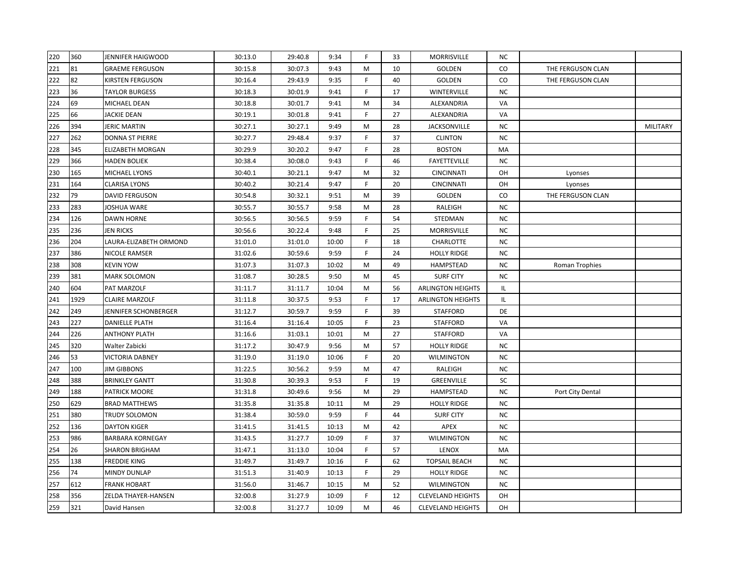| 220 | 360 | JENNIFER HAIGWOOD | 30:13.0 | 29:40.8 | 9:34 | F | 33 | MORRISVILLE | NC | | |
|---|---|---|---|---|---|---|---|---|---|---|---|
| 221 | 81 | GRAEME FERGUSON | 30:15.8 | 30:07.3 | 9:43 | M | 10 | GOLDEN | CO | THE FERGUSON CLAN | |
| 222 | 82 | KIRSTEN FERGUSON | 30:16.4 | 29:43.9 | 9:35 | F | 40 | GOLDEN | CO | THE FERGUSON CLAN | |
| 223 | 36 | TAYLOR BURGESS | 30:18.3 | 30:01.9 | 9:41 | F | 17 | WINTERVILLE | NC | | |
| 224 | 69 | MICHAEL DEAN | 30:18.8 | 30:01.7 | 9:41 | M | 34 | ALEXANDRIA | VA | | |
| 225 | 66 | JACKIE DEAN | 30:19.1 | 30:01.8 | 9:41 | F | 27 | ALEXANDRIA | VA | | |
| 226 | 394 | JERIC MARTIN | 30:27.1 | 30:27.1 | 9:49 | M | 28 | JACKSONVILLE | NC | | MILITARY |
| 227 | 262 | DONNA ST PIERRE | 30:27.7 | 29:48.4 | 9:37 | F | 37 | CLINTON | NC | | |
| 228 | 345 | ELIZABETH MORGAN | 30:29.9 | 30:20.2 | 9:47 | F | 28 | BOSTON | MA | | |
| 229 | 366 | HADEN BOLIEK | 30:38.4 | 30:08.0 | 9:43 | F | 46 | FAYETTEVILLE | NC | | |
| 230 | 165 | MICHAEL LYONS | 30:40.1 | 30:21.1 | 9:47 | M | 32 | CINCINNATI | OH | Lyonses | |
| 231 | 164 | CLARISA LYONS | 30:40.2 | 30:21.4 | 9:47 | F | 20 | CINCINNATI | OH | Lyonses | |
| 232 | 79 | DAVID FERGUSON | 30:54.8 | 30:32.1 | 9:51 | M | 39 | GOLDEN | CO | THE FERGUSON CLAN | |
| 233 | 283 | JOSHUA WARE | 30:55.7 | 30:55.7 | 9:58 | M | 28 | RALEIGH | NC | | |
| 234 | 126 | DAWN HORNE | 30:56.5 | 30:56.5 | 9:59 | F | 54 | STEDMAN | NC | | |
| 235 | 236 | JEN RICKS | 30:56.6 | 30:22.4 | 9:48 | F | 25 | MORRISVILLE | NC | | |
| 236 | 204 | LAURA-ELIZABETH ORMOND | 31:01.0 | 31:01.0 | 10:00 | F | 18 | CHARLOTTE | NC | | |
| 237 | 386 | NICOLE RAMSER | 31:02.6 | 30:59.6 | 9:59 | F | 24 | HOLLY RIDGE | NC | | |
| 238 | 308 | KEVIN YOW | 31:07.3 | 31:07.3 | 10:02 | M | 49 | HAMPSTEAD | NC | Roman Trophies | |
| 239 | 381 | MARK SOLOMON | 31:08.7 | 30:28.5 | 9:50 | M | 45 | SURF CITY | NC | | |
| 240 | 604 | PAT MARZOLF | 31:11.7 | 31:11.7 | 10:04 | M | 56 | ARLINGTON HEIGHTS | IL | | |
| 241 | 1929 | CLAIRE MARZOLF | 31:11.8 | 30:37.5 | 9:53 | F | 17 | ARLINGTON HEIGHTS | IL | | |
| 242 | 249 | JENNIFER SCHONBERGER | 31:12.7 | 30:59.7 | 9:59 | F | 39 | STAFFORD | DE | | |
| 243 | 227 | DANIELLE PLATH | 31:16.4 | 31:16.4 | 10:05 | F | 23 | STAFFORD | VA | | |
| 244 | 226 | ANTHONY PLATH | 31:16.6 | 31:03.1 | 10:01 | M | 27 | STAFFORD | VA | | |
| 245 | 320 | Walter Zabicki | 31:17.2 | 30:47.9 | 9:56 | M | 57 | HOLLY RIDGE | NC | | |
| 246 | 53 | VICTORIA DABNEY | 31:19.0 | 31:19.0 | 10:06 | F | 20 | WILMINGTON | NC | | |
| 247 | 100 | JIM GIBBONS | 31:22.5 | 30:56.2 | 9:59 | M | 47 | RALEIGH | NC | | |
| 248 | 388 | BRINKLEY GANTT | 31:30.8 | 30:39.3 | 9:53 | F | 19 | GREENVILLE | SC | | |
| 249 | 188 | PATRICK MOORE | 31:31.8 | 30:49.6 | 9:56 | M | 29 | HAMPSTEAD | NC | Port City Dental | |
| 250 | 629 | BRAD MATTHEWS | 31:35.8 | 31:35.8 | 10:11 | M | 29 | HOLLY RIDGE | NC | | |
| 251 | 380 | TRUDY SOLOMON | 31:38.4 | 30:59.0 | 9:59 | F | 44 | SURF CITY | NC | | |
| 252 | 136 | DAYTON KIGER | 31:41.5 | 31:41.5 | 10:13 | M | 42 | APEX | NC | | |
| 253 | 986 | BARBARA KORNEGAY | 31:43.5 | 31:27.7 | 10:09 | F | 37 | WILMINGTON | NC | | |
| 254 | 26 | SHARON BRIGHAM | 31:47.1 | 31:13.0 | 10:04 | F | 57 | LENOX | MA | | |
| 255 | 138 | FREDDIE KING | 31:49.7 | 31:49.7 | 10:16 | F | 62 | TOPSAIL BEACH | NC | | |
| 256 | 74 | MINDY DUNLAP | 31:51.3 | 31:40.9 | 10:13 | F | 29 | HOLLY RIDGE | NC | | |
| 257 | 612 | FRANK HOBART | 31:56.0 | 31:46.7 | 10:15 | M | 52 | WILMINGTON | NC | | |
| 258 | 356 | ZELDA THAYER-HANSEN | 32:00.8 | 31:27.9 | 10:09 | F | 12 | CLEVELAND HEIGHTS | OH | | |
| 259 | 321 | David Hansen | 32:00.8 | 31:27.7 | 10:09 | M | 46 | CLEVELAND HEIGHTS | OH | | |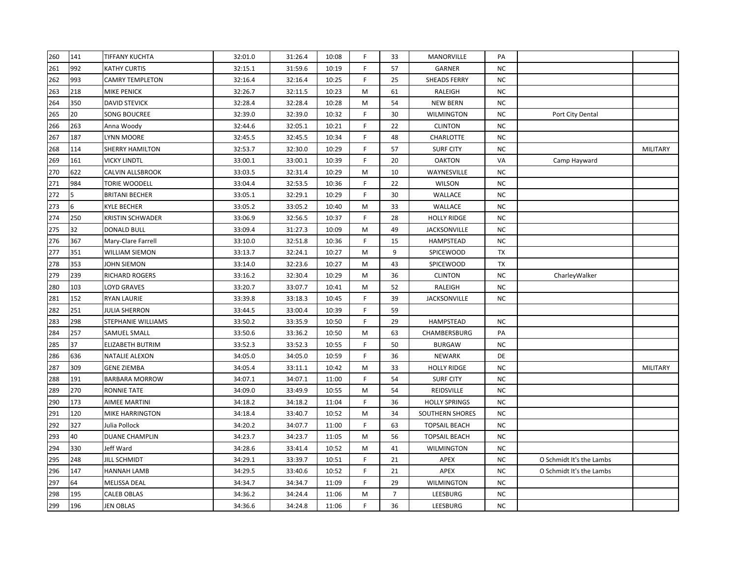| | | | | | | | | | | | |
|---|---|---|---|---|---|---|---|---|---|---|---|
| 260 | 141 | TIFFANY KUCHTA | 32:01.0 | 31:26.4 | 10:08 | F | 33 | MANORVILLE | PA | | |
| 261 | 992 | KATHY CURTIS | 32:15.1 | 31:59.6 | 10:19 | F | 57 | GARNER | NC | | |
| 262 | 993 | CAMRY TEMPLETON | 32:16.4 | 32:16.4 | 10:25 | F | 25 | SHEADS FERRY | NC | | |
| 263 | 218 | MIKE PENICK | 32:26.7 | 32:11.5 | 10:23 | M | 61 | RALEIGH | NC | | |
| 264 | 350 | DAVID STEVICK | 32:28.4 | 32:28.4 | 10:28 | M | 54 | NEW BERN | NC | | |
| 265 | 20 | SONG BOUCREE | 32:39.0 | 32:39.0 | 10:32 | F | 30 | WILMINGTON | NC | Port City Dental | |
| 266 | 263 | Anna Woody | 32:44.6 | 32:05.1 | 10:21 | F | 22 | CLINTON | NC | | |
| 267 | 187 | LYNN MOORE | 32:45.5 | 32:45.5 | 10:34 | F | 48 | CHARLOTTE | NC | | |
| 268 | 114 | SHERRY HAMILTON | 32:53.7 | 32:30.0 | 10:29 | F | 57 | SURF CITY | NC | | MILITARY |
| 269 | 161 | VICKY LINDTL | 33:00.1 | 33:00.1 | 10:39 | F | 20 | OAKTON | VA | Camp Hayward | |
| 270 | 622 | CALVIN ALLSBROOK | 33:03.5 | 32:31.4 | 10:29 | M | 10 | WAYNESVILLE | NC | | |
| 271 | 984 | TORIE WOODELL | 33:04.4 | 32:53.5 | 10:36 | F | 22 | WILSON | NC | | |
| 272 | 5 | BRITANI BECHER | 33:05.1 | 32:29.1 | 10:29 | F | 30 | WALLACE | NC | | |
| 273 | 6 | KYLE BECHER | 33:05.2 | 33:05.2 | 10:40 | M | 33 | WALLACE | NC | | |
| 274 | 250 | KRISTIN SCHWADER | 33:06.9 | 32:56.5 | 10:37 | F | 28 | HOLLY RIDGE | NC | | |
| 275 | 32 | DONALD BULL | 33:09.4 | 31:27.3 | 10:09 | M | 49 | JACKSONVILLE | NC | | |
| 276 | 367 | Mary-Clare Farrell | 33:10.0 | 32:51.8 | 10:36 | F | 15 | HAMPSTEAD | NC | | |
| 277 | 351 | WILLIAM SIEMON | 33:13.7 | 32:24.1 | 10:27 | M | 9 | SPICEWOOD | TX | | |
| 278 | 353 | JOHN SIEMON | 33:14.0 | 32:23.6 | 10:27 | M | 43 | SPICEWOOD | TX | | |
| 279 | 239 | RICHARD ROGERS | 33:16.2 | 32:30.4 | 10:29 | M | 36 | CLINTON | NC | CharleyWalker | |
| 280 | 103 | LOYD GRAVES | 33:20.7 | 33:07.7 | 10:41 | M | 52 | RALEIGH | NC | | |
| 281 | 152 | RYAN LAURIE | 33:39.8 | 33:18.3 | 10:45 | F | 39 | JACKSONVILLE | NC | | |
| 282 | 251 | JULIA SHERRON | 33:44.5 | 33:00.4 | 10:39 | F | 59 | | | | |
| 283 | 298 | STEPHANIE WILLIAMS | 33:50.2 | 33:35.9 | 10:50 | F | 29 | HAMPSTEAD | NC | | |
| 284 | 257 | SAMUEL SMALL | 33:50.6 | 33:36.2 | 10:50 | M | 63 | CHAMBERSBURG | PA | | |
| 285 | 37 | ELIZABETH BUTRIM | 33:52.3 | 33:52.3 | 10:55 | F | 50 | BURGAW | NC | | |
| 286 | 636 | NATALIE ALEXON | 34:05.0 | 34:05.0 | 10:59 | F | 36 | NEWARK | DE | | |
| 287 | 309 | GENE ZIEMBA | 34:05.4 | 33:11.1 | 10:42 | M | 33 | HOLLY RIDGE | NC | | MILITARY |
| 288 | 191 | BARBARA MORROW | 34:07.1 | 34:07.1 | 11:00 | F | 54 | SURF CITY | NC | | |
| 289 | 270 | RONNIE TATE | 34:09.0 | 33:49.9 | 10:55 | M | 54 | REIDSVILLE | NC | | |
| 290 | 173 | AIMEE MARTINI | 34:18.2 | 34:18.2 | 11:04 | F | 36 | HOLLY SPRINGS | NC | | |
| 291 | 120 | MIKE HARRINGTON | 34:18.4 | 33:40.7 | 10:52 | M | 34 | SOUTHERN SHORES | NC | | |
| 292 | 327 | Julia Pollock | 34:20.2 | 34:07.7 | 11:00 | F | 63 | TOPSAIL BEACH | NC | | |
| 293 | 40 | DUANE CHAMPLIN | 34:23.7 | 34:23.7 | 11:05 | M | 56 | TOPSAIL BEACH | NC | | |
| 294 | 330 | Jeff Ward | 34:28.6 | 33:41.4 | 10:52 | M | 41 | WILMINGTON | NC | | |
| 295 | 248 | JILL SCHMIDT | 34:29.1 | 33:39.7 | 10:51 | F | 21 | APEX | NC | O Schmidt It's the Lambs | |
| 296 | 147 | HANNAH LAMB | 34:29.5 | 33:40.6 | 10:52 | F | 21 | APEX | NC | O Schmidt It's the Lambs | |
| 297 | 64 | MELISSA DEAL | 34:34.7 | 34:34.7 | 11:09 | F | 29 | WILMINGTON | NC | | |
| 298 | 195 | CALEB OBLAS | 34:36.2 | 34:24.4 | 11:06 | M | 7 | LEESBURG | NC | | |
| 299 | 196 | JEN OBLAS | 34:36.6 | 34:24.8 | 11:06 | F | 36 | LEESBURG | NC | | |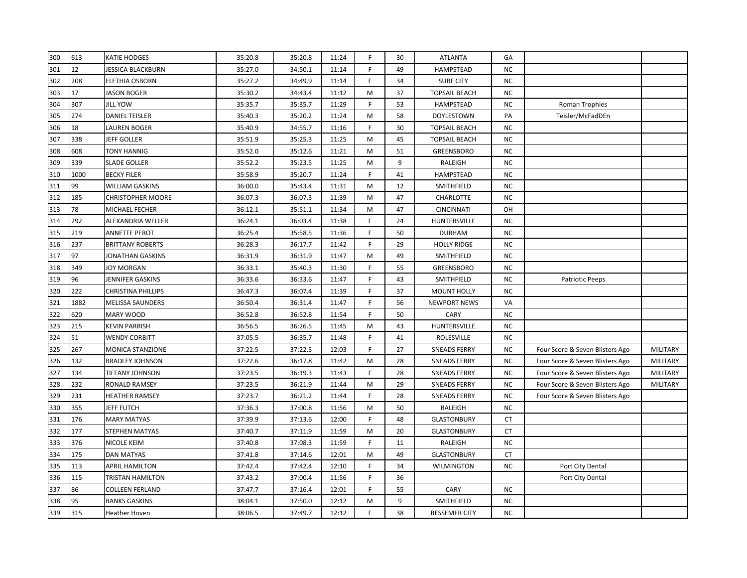| | | | | | | | | | | | |
|---|---|---|---|---|---|---|---|---|---|---|---|
| 300 | 613 | KATIE HODGES | 35:20.8 | 35:20.8 | 11:24 | F | 30 | ATLANTA | GA | | |
| 301 | 12 | JESSICA BLACKBURN | 35:27.0 | 34:50.1 | 11:14 | F | 49 | HAMPSTEAD | NC | | |
| 302 | 208 | ELETHIA OSBORN | 35:27.2 | 34:49.9 | 11:14 | F | 34 | SURF CITY | NC | | |
| 303 | 17 | JASON BOGER | 35:30.2 | 34:43.4 | 11:12 | M | 37 | TOPSAIL BEACH | NC | | |
| 304 | 307 | JILL YOW | 35:35.7 | 35:35.7 | 11:29 | F | 53 | HAMPSTEAD | NC | Roman Trophies | |
| 305 | 274 | DANIEL TEISLER | 35:40.3 | 35:20.2 | 11:24 | M | 58 | DOYLESTOWN | PA | Teisler/McFadDEn | |
| 306 | 18 | LAUREN BOGER | 35:40.9 | 34:55.7 | 11:16 | F | 30 | TOPSAIL BEACH | NC | | |
| 307 | 338 | JEFF GOLLER | 35:51.9 | 35:25.3 | 11:25 | M | 45 | TOPSAIL BEACH | NC | | |
| 308 | 608 | TONY HANNIG | 35:52.0 | 35:12.6 | 11:21 | M | 51 | GREENSBORO | NC | | |
| 309 | 339 | SLADE GOLLER | 35:52.2 | 35:23.5 | 11:25 | M | 9 | RALEIGH | NC | | |
| 310 | 1000 | BECKY FILER | 35:58.9 | 35:20.7 | 11:24 | F | 41 | HAMPSTEAD | NC | | |
| 311 | 99 | WILLIAM GASKINS | 36:00.0 | 35:43.4 | 11:31 | M | 12 | SMITHFIELD | NC | | |
| 312 | 185 | CHRISTOPHER MOORE | 36:07.3 | 36:07.3 | 11:39 | M | 47 | CHARLOTTE | NC | | |
| 313 | 78 | MICHAEL FECHER | 36:12.1 | 35:51.1 | 11:34 | M | 47 | CINCINNATI | OH | | |
| 314 | 292 | ALEXANDRIA WELLER | 36:24.1 | 36:03.4 | 11:38 | F | 24 | HUNTERSVILLE | NC | | |
| 315 | 219 | ANNETTE PEROT | 36:25.4 | 35:58.5 | 11:36 | F | 50 | DURHAM | NC | | |
| 316 | 237 | BRITTANY ROBERTS | 36:28.3 | 36:17.7 | 11:42 | F | 29 | HOLLY RIDGE | NC | | |
| 317 | 97 | JONATHAN GASKINS | 36:31.9 | 36:31.9 | 11:47 | M | 49 | SMITHFIELD | NC | | |
| 318 | 349 | JOY MORGAN | 36:33.1 | 35:40.3 | 11:30 | F | 55 | GREENSBORO | NC | | |
| 319 | 96 | JENNIFER GASKINS | 36:33.6 | 36:33.6 | 11:47 | F | 43 | SMITHFIELD | NC | Patriotic Peeps | |
| 320 | 222 | CHRISTINA PHILLIPS | 36:47.3 | 36:07.4 | 11:39 | F | 37 | MOUNT HOLLY | NC | | |
| 321 | 1882 | MELISSA SAUNDERS | 36:50.4 | 36:31.4 | 11:47 | F | 56 | NEWPORT NEWS | VA | | |
| 322 | 620 | MARY WOOD | 36:52.8 | 36:52.8 | 11:54 | F | 50 | CARY | NC | | |
| 323 | 215 | KEVIN PARRISH | 36:56.5 | 36:26.5 | 11:45 | M | 43 | HUNTERSVILLE | NC | | |
| 324 | 51 | WENDY CORBITT | 37:05.5 | 36:35.7 | 11:48 | F | 41 | ROLESVILLE | NC | | |
| 325 | 267 | MONICA STANZIONE | 37:22.5 | 37:22.5 | 12:03 | F | 27 | SNEADS FERRY | NC | Four Score & Seven Blisters Ago | MILITARY |
| 326 | 132 | BRADLEY JOHNSON | 37:22.6 | 36:17.8 | 11:42 | M | 28 | SNEADS FERRY | NC | Four Score & Seven Blisters Ago | MILITARY |
| 327 | 134 | TIFFANY JOHNSON | 37:23.5 | 36:19.3 | 11:43 | F | 28 | SNEADS FERRY | NC | Four Score & Seven Blisters Ago | MILITARY |
| 328 | 232 | RONALD RAMSEY | 37:23.5 | 36:21.9 | 11:44 | M | 29 | SNEADS FERRY | NC | Four Score & Seven Blisters Ago | MILITARY |
| 329 | 231 | HEATHER RAMSEY | 37:23.7 | 36:21.2 | 11:44 | F | 28 | SNEADS FERRY | NC | Four Score & Seven Blisters Ago | |
| 330 | 355 | JEFF FUTCH | 37:36.3 | 37:00.8 | 11:56 | M | 50 | RALEIGH | NC | | |
| 331 | 176 | MARY MATYAS | 37:39.9 | 37:13.6 | 12:00 | F | 48 | GLASTONBURY | CT | | |
| 332 | 177 | STEPHEN MATYAS | 37:40.7 | 37:11.9 | 11:59 | M | 20 | GLASTONBURY | CT | | |
| 333 | 376 | NICOLE KEIM | 37:40.8 | 37:08.3 | 11:59 | F | 11 | RALEIGH | NC | | |
| 334 | 175 | DAN MATYAS | 37:41.8 | 37:14.6 | 12:01 | M | 49 | GLASTONBURY | CT | | |
| 335 | 113 | APRIL HAMILTON | 37:42.4 | 37:42.4 | 12:10 | F | 34 | WILMINGTON | NC | Port City Dental | |
| 336 | 115 | TRISTAN HAMILTON | 37:43.2 | 37:00.4 | 11:56 | F | 36 | | | Port City Dental | |
| 337 | 86 | COLLEEN FERLAND | 37:47.7 | 37:16.4 | 12:01 | F | 55 | CARY | NC | | |
| 338 | 95 | BANKS GASKINS | 38:04.1 | 37:50.0 | 12:12 | M | 9 | SMITHFIELD | NC | | |
| 339 | 315 | Heather Hoven | 38:06.5 | 37:49.7 | 12:12 | F | 38 | BESSEMER CITY | NC | | |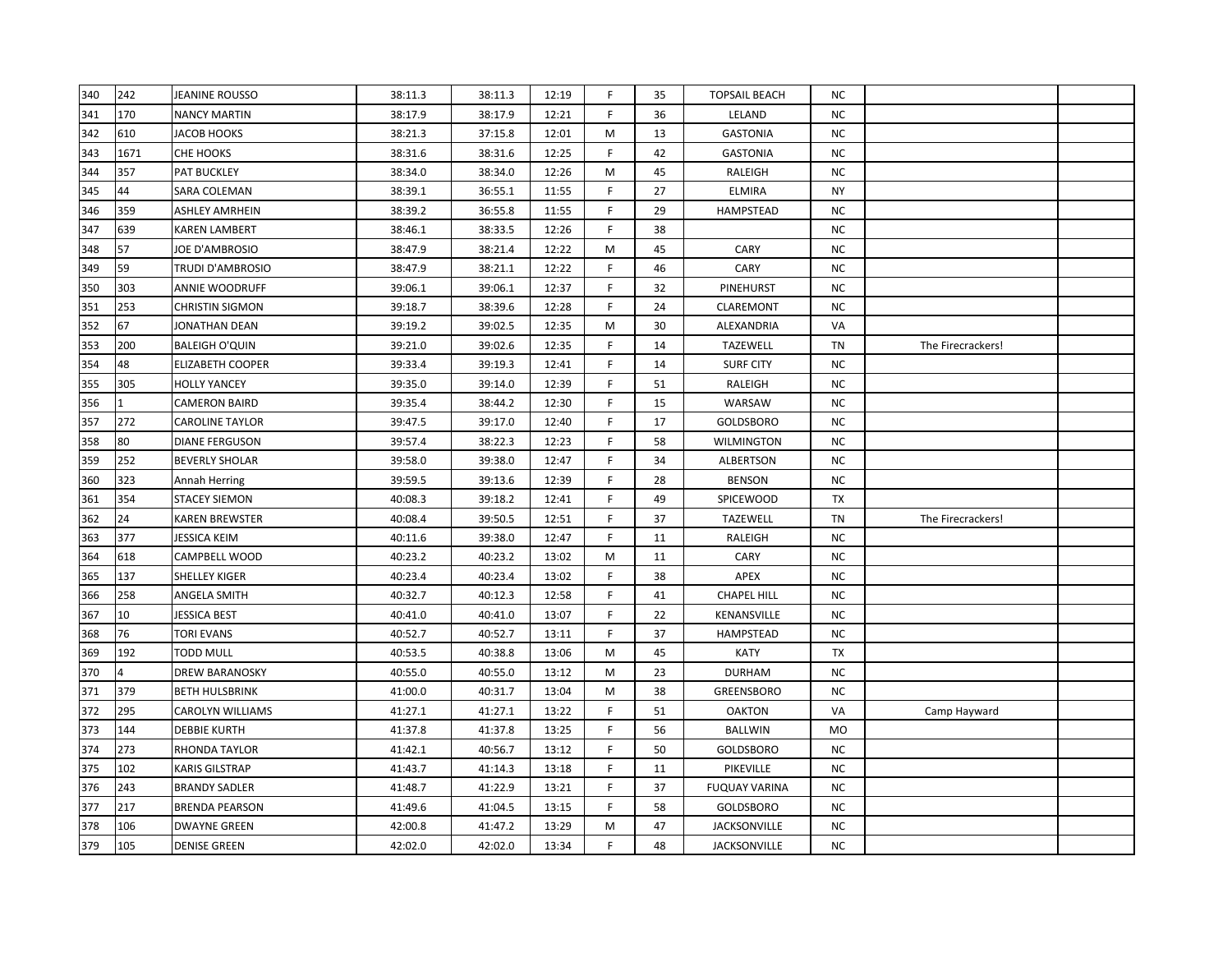| | | | | | | | | | | | |
|---|---|---|---|---|---|---|---|---|---|---|---|
| 340 | 242 | JEANINE ROUSSO | 38:11.3 | 38:11.3 | 12:19 | F | 35 | TOPSAIL BEACH | NC | | |
| 341 | 170 | NANCY MARTIN | 38:17.9 | 38:17.9 | 12:21 | F | 36 | LELAND | NC | | |
| 342 | 610 | JACOB HOOKS | 38:21.3 | 37:15.8 | 12:01 | M | 13 | GASTONIA | NC | | |
| 343 | 1671 | CHE HOOKS | 38:31.6 | 38:31.6 | 12:25 | F | 42 | GASTONIA | NC | | |
| 344 | 357 | PAT BUCKLEY | 38:34.0 | 38:34.0 | 12:26 | M | 45 | RALEIGH | NC | | |
| 345 | 44 | SARA COLEMAN | 38:39.1 | 36:55.1 | 11:55 | F | 27 | ELMIRA | NY | | |
| 346 | 359 | ASHLEY AMRHEIN | 38:39.2 | 36:55.8 | 11:55 | F | 29 | HAMPSTEAD | NC | | |
| 347 | 639 | KAREN LAMBERT | 38:46.1 | 38:33.5 | 12:26 | F | 38 | | NC | | |
| 348 | 57 | JOE D'AMBROSIO | 38:47.9 | 38:21.4 | 12:22 | M | 45 | CARY | NC | | |
| 349 | 59 | TRUDI D'AMBROSIO | 38:47.9 | 38:21.1 | 12:22 | F | 46 | CARY | NC | | |
| 350 | 303 | ANNIE WOODRUFF | 39:06.1 | 39:06.1 | 12:37 | F | 32 | PINEHURST | NC | | |
| 351 | 253 | CHRISTIN SIGMON | 39:18.7 | 38:39.6 | 12:28 | F | 24 | CLAREMONT | NC | | |
| 352 | 67 | JONATHAN DEAN | 39:19.2 | 39:02.5 | 12:35 | M | 30 | ALEXANDRIA | VA | | |
| 353 | 200 | BALEIGH O'QUIN | 39:21.0 | 39:02.6 | 12:35 | F | 14 | TAZEWELL | TN | The Firecrackers! | |
| 354 | 48 | ELIZABETH COOPER | 39:33.4 | 39:19.3 | 12:41 | F | 14 | SURF CITY | NC | | |
| 355 | 305 | HOLLY YANCEY | 39:35.0 | 39:14.0 | 12:39 | F | 51 | RALEIGH | NC | | |
| 356 | 1 | CAMERON BAIRD | 39:35.4 | 38:44.2 | 12:30 | F | 15 | WARSAW | NC | | |
| 357 | 272 | CAROLINE TAYLOR | 39:47.5 | 39:17.0 | 12:40 | F | 17 | GOLDSBORO | NC | | |
| 358 | 80 | DIANE FERGUSON | 39:57.4 | 38:22.3 | 12:23 | F | 58 | WILMINGTON | NC | | |
| 359 | 252 | BEVERLY SHOLAR | 39:58.0 | 39:38.0 | 12:47 | F | 34 | ALBERTSON | NC | | |
| 360 | 323 | Annah Herring | 39:59.5 | 39:13.6 | 12:39 | F | 28 | BENSON | NC | | |
| 361 | 354 | STACEY SIEMON | 40:08.3 | 39:18.2 | 12:41 | F | 49 | SPICEWOOD | TX | | |
| 362 | 24 | KAREN BREWSTER | 40:08.4 | 39:50.5 | 12:51 | F | 37 | TAZEWELL | TN | The Firecrackers! | |
| 363 | 377 | JESSICA KEIM | 40:11.6 | 39:38.0 | 12:47 | F | 11 | RALEIGH | NC | | |
| 364 | 618 | CAMPBELL WOOD | 40:23.2 | 40:23.2 | 13:02 | M | 11 | CARY | NC | | |
| 365 | 137 | SHELLEY KIGER | 40:23.4 | 40:23.4 | 13:02 | F | 38 | APEX | NC | | |
| 366 | 258 | ANGELA SMITH | 40:32.7 | 40:12.3 | 12:58 | F | 41 | CHAPEL HILL | NC | | |
| 367 | 10 | JESSICA BEST | 40:41.0 | 40:41.0 | 13:07 | F | 22 | KENANSVILLE | NC | | |
| 368 | 76 | TORI EVANS | 40:52.7 | 40:52.7 | 13:11 | F | 37 | HAMPSTEAD | NC | | |
| 369 | 192 | TODD MULL | 40:53.5 | 40:38.8 | 13:06 | M | 45 | KATY | TX | | |
| 370 | 4 | DREW BARANOSKY | 40:55.0 | 40:55.0 | 13:12 | M | 23 | DURHAM | NC | | |
| 371 | 379 | BETH HULSBRINK | 41:00.0 | 40:31.7 | 13:04 | M | 38 | GREENSBORO | NC | | |
| 372 | 295 | CAROLYN WILLIAMS | 41:27.1 | 41:27.1 | 13:22 | F | 51 | OAKTON | VA | Camp Hayward | |
| 373 | 144 | DEBBIE KURTH | 41:37.8 | 41:37.8 | 13:25 | F | 56 | BALLWIN | MO | | |
| 374 | 273 | RHONDA TAYLOR | 41:42.1 | 40:56.7 | 13:12 | F | 50 | GOLDSBORO | NC | | |
| 375 | 102 | KARIS GILSTRAP | 41:43.7 | 41:14.3 | 13:18 | F | 11 | PIKEVILLE | NC | | |
| 376 | 243 | BRANDY SADLER | 41:48.7 | 41:22.9 | 13:21 | F | 37 | FUQUAY VARINA | NC | | |
| 377 | 217 | BRENDA PEARSON | 41:49.6 | 41:04.5 | 13:15 | F | 58 | GOLDSBORO | NC | | |
| 378 | 106 | DWAYNE GREEN | 42:00.8 | 41:47.2 | 13:29 | M | 47 | JACKSONVILLE | NC | | |
| 379 | 105 | DENISE GREEN | 42:02.0 | 42:02.0 | 13:34 | F | 48 | JACKSONVILLE | NC | | |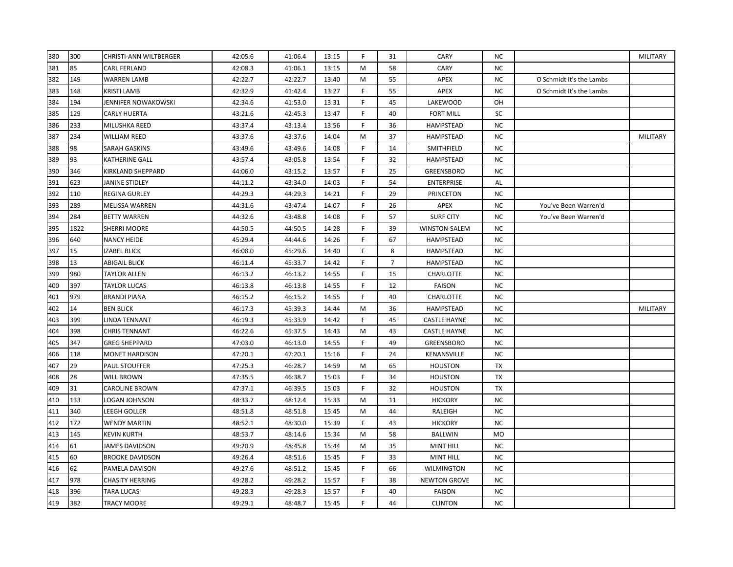| | | | | | | | | | | | |
|---|---|---|---|---|---|---|---|---|---|---|---|
| 380 | 300 | CHRISTI-ANN WILTBERGER | 42:05.6 | 41:06.4 | 13:15 | F | 31 | CARY | NC | | MILITARY |
| 381 | 85 | CARL FERLAND | 42:08.3 | 41:06.1 | 13:15 | M | 58 | CARY | NC | | |
| 382 | 149 | WARREN LAMB | 42:22.7 | 42:22.7 | 13:40 | M | 55 | APEX | NC | O Schmidt It's the Lambs | |
| 383 | 148 | KRISTI LAMB | 42:32.9 | 41:42.4 | 13:27 | F | 55 | APEX | NC | O Schmidt It's the Lambs | |
| 384 | 194 | JENNIFER NOWAKOWSKI | 42:34.6 | 41:53.0 | 13:31 | F | 45 | LAKEWOOD | OH | | |
| 385 | 129 | CARLY HUERTA | 43:21.6 | 42:45.3 | 13:47 | F | 40 | FORT MILL | SC | | |
| 386 | 233 | MILUSHKA REED | 43:37.4 | 43:13.4 | 13:56 | F | 36 | HAMPSTEAD | NC | | |
| 387 | 234 | WILLIAM REED | 43:37.6 | 43:37.6 | 14:04 | M | 37 | HAMPSTEAD | NC | | MILITARY |
| 388 | 98 | SARAH GASKINS | 43:49.6 | 43:49.6 | 14:08 | F | 14 | SMITHFIELD | NC | | |
| 389 | 93 | KATHERINE GALL | 43:57.4 | 43:05.8 | 13:54 | F | 32 | HAMPSTEAD | NC | | |
| 390 | 346 | KIRKLAND SHEPPARD | 44:06.0 | 43:15.2 | 13:57 | F | 25 | GREENSBORO | NC | | |
| 391 | 623 | JANINE STIDLEY | 44:11.2 | 43:34.0 | 14:03 | F | 54 | ENTERPRISE | AL | | |
| 392 | 110 | REGINA GURLEY | 44:29.3 | 44:29.3 | 14:21 | F | 29 | PRINCETON | NC | | |
| 393 | 289 | MELISSA WARREN | 44:31.6 | 43:47.4 | 14:07 | F | 26 | APEX | NC | You've Been Warren'd | |
| 394 | 284 | BETTY WARREN | 44:32.6 | 43:48.8 | 14:08 | F | 57 | SURF CITY | NC | You've Been Warren'd | |
| 395 | 1822 | SHERRI MOORE | 44:50.5 | 44:50.5 | 14:28 | F | 39 | WINSTON-SALEM | NC | | |
| 396 | 640 | NANCY HEIDE | 45:29.4 | 44:44.6 | 14:26 | F | 67 | HAMPSTEAD | NC | | |
| 397 | 15 | IZABEL BLICK | 46:08.0 | 45:29.6 | 14:40 | F | 8 | HAMPSTEAD | NC | | |
| 398 | 13 | ABIGAIL BLICK | 46:11.4 | 45:33.7 | 14:42 | F | 7 | HAMPSTEAD | NC | | |
| 399 | 980 | TAYLOR ALLEN | 46:13.2 | 46:13.2 | 14:55 | F | 15 | CHARLOTTE | NC | | |
| 400 | 397 | TAYLOR LUCAS | 46:13.8 | 46:13.8 | 14:55 | F | 12 | FAISON | NC | | |
| 401 | 979 | BRANDI PIANA | 46:15.2 | 46:15.2 | 14:55 | F | 40 | CHARLOTTE | NC | | |
| 402 | 14 | BEN BLICK | 46:17.3 | 45:39.3 | 14:44 | M | 36 | HAMPSTEAD | NC | | MILITARY |
| 403 | 399 | LINDA TENNANT | 46:19.3 | 45:33.9 | 14:42 | F | 45 | CASTLE HAYNE | NC | | |
| 404 | 398 | CHRIS TENNANT | 46:22.6 | 45:37.5 | 14:43 | M | 43 | CASTLE HAYNE | NC | | |
| 405 | 347 | GREG SHEPPARD | 47:03.0 | 46:13.0 | 14:55 | F | 49 | GREENSBORO | NC | | |
| 406 | 118 | MONET HARDISON | 47:20.1 | 47:20.1 | 15:16 | F | 24 | KENANSVILLE | NC | | |
| 407 | 29 | PAUL STOUFFER | 47:25.3 | 46:28.7 | 14:59 | M | 65 | HOUSTON | TX | | |
| 408 | 28 | WILL BROWN | 47:35.5 | 46:38.7 | 15:03 | F | 34 | HOUSTON | TX | | |
| 409 | 31 | CAROLINE BROWN | 47:37.1 | 46:39.5 | 15:03 | F | 32 | HOUSTON | TX | | |
| 410 | 133 | LOGAN JOHNSON | 48:33.7 | 48:12.4 | 15:33 | M | 11 | HICKORY | NC | | |
| 411 | 340 | LEEGH GOLLER | 48:51.8 | 48:51.8 | 15:45 | M | 44 | RALEIGH | NC | | |
| 412 | 172 | WENDY MARTIN | 48:52.1 | 48:30.0 | 15:39 | F | 43 | HICKORY | NC | | |
| 413 | 145 | KEVIN KURTH | 48:53.7 | 48:14.6 | 15:34 | M | 58 | BALLWIN | MO | | |
| 414 | 61 | JAMES DAVIDSON | 49:20.9 | 48:45.8 | 15:44 | M | 35 | MINT HILL | NC | | |
| 415 | 60 | BROOKE DAVIDSON | 49:26.4 | 48:51.6 | 15:45 | F | 33 | MINT HILL | NC | | |
| 416 | 62 | PAMELA DAVISON | 49:27.6 | 48:51.2 | 15:45 | F | 66 | WILMINGTON | NC | | |
| 417 | 978 | CHASITY HERRING | 49:28.2 | 49:28.2 | 15:57 | F | 38 | NEWTON GROVE | NC | | |
| 418 | 396 | TARA LUCAS | 49:28.3 | 49:28.3 | 15:57 | F | 40 | FAISON | NC | | |
| 419 | 382 | TRACY MOORE | 49:29.1 | 48:48.7 | 15:45 | F | 44 | CLINTON | NC | | |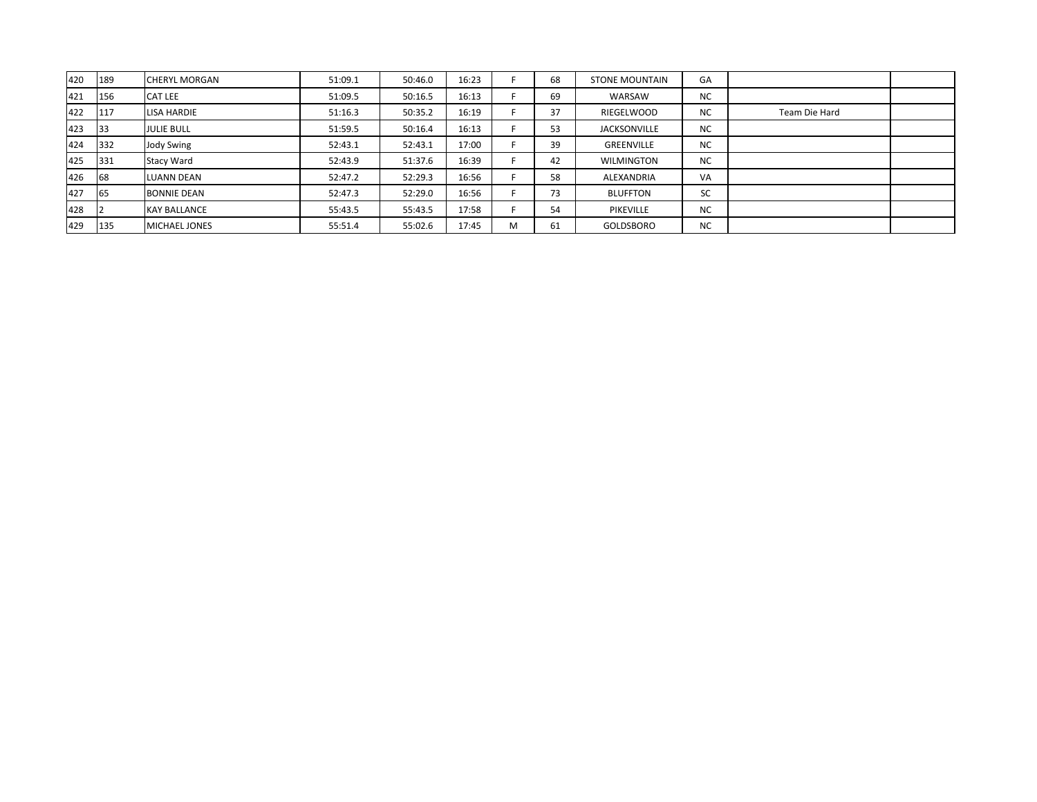| | | | | | | | | | | | |
|---|---|---|---|---|---|---|---|---|---|---|---|
| 420 | 189 | CHERYL MORGAN | 51:09.1 | 50:46.0 | 16:23 | F | 68 | STONE MOUNTAIN | GA | | |
| 421 | 156 | CAT LEE | 51:09.5 | 50:16.5 | 16:13 | F | 69 | WARSAW | NC | | |
| 422 | 117 | LISA HARDIE | 51:16.3 | 50:35.2 | 16:19 | F | 37 | RIEGELWOOD | NC | Team Die Hard | |
| 423 | 33 | JULIE BULL | 51:59.5 | 50:16.4 | 16:13 | F | 53 | JACKSONVILLE | NC | | |
| 424 | 332 | Jody Swing | 52:43.1 | 52:43.1 | 17:00 | F | 39 | GREENVILLE | NC | | |
| 425 | 331 | Stacy Ward | 52:43.9 | 51:37.6 | 16:39 | F | 42 | WILMINGTON | NC | | |
| 426 | 68 | LUANN DEAN | 52:47.2 | 52:29.3 | 16:56 | F | 58 | ALEXANDRIA | VA | | |
| 427 | 65 | BONNIE DEAN | 52:47.3 | 52:29.0 | 16:56 | F | 73 | BLUFFTON | SC | | |
| 428 | 2 | KAY BALLANCE | 55:43.5 | 55:43.5 | 17:58 | F | 54 | PIKEVILLE | NC | | |
| 429 | 135 | MICHAEL JONES | 55:51.4 | 55:02.6 | 17:45 | M | 61 | GOLDSBORO | NC | | |